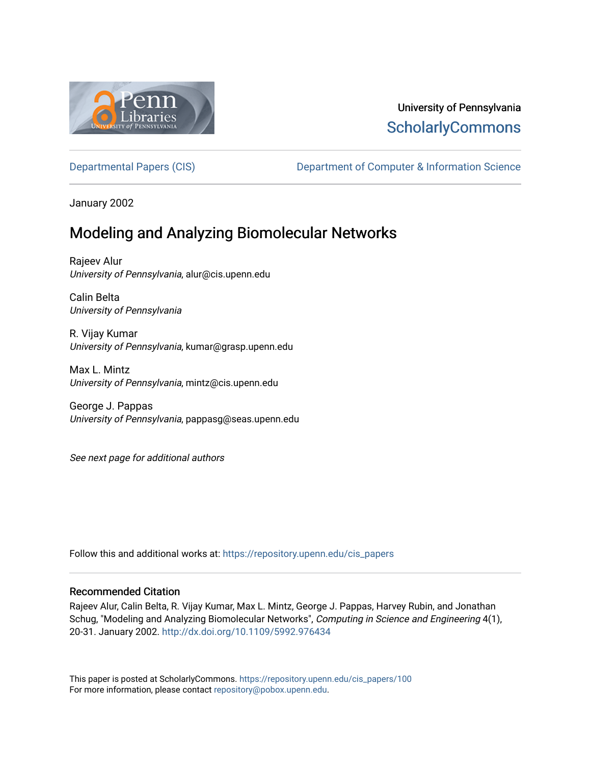University of Pennsylvania
ScholarlyCommons

Departmental Papers (CIS) | Department of Computer & Information Science

January 2002

# Modeling and Analyzing Biomolecular Networks

Rajeev Alur
*University of Pennsylvania*, alur@cis.upenn.edu

Calin Belta
*University of Pennsylvania*

R. Vijay Kumar
*University of Pennsylvania*, kumar@grasp.upenn.edu

Max L. Mintz
*University of Pennsylvania*, mintz@cis.upenn.edu

George J. Pappas
*University of Pennsylvania*, pappasg@seas.upenn.edu

*See next page for additional authors*

Follow this and additional works at: https://repository.upenn.edu/cis_papers

## Recommended Citation

Rajeev Alur, Calin Belta, R. Vijay Kumar, Max L. Mintz, George J. Pappas, Harvey Rubin, and Jonathan Schug, "Modeling and Analyzing Biomolecular Networks", *Computing in Science and Engineering* 4(1), 20-31. January 2002. http://dx.doi.org/10.1109/5992.976434

This paper is posted at ScholarlyCommons. https://repository.upenn.edu/cis_papers/100
For more information, please contact repository@pobox.upenn.edu.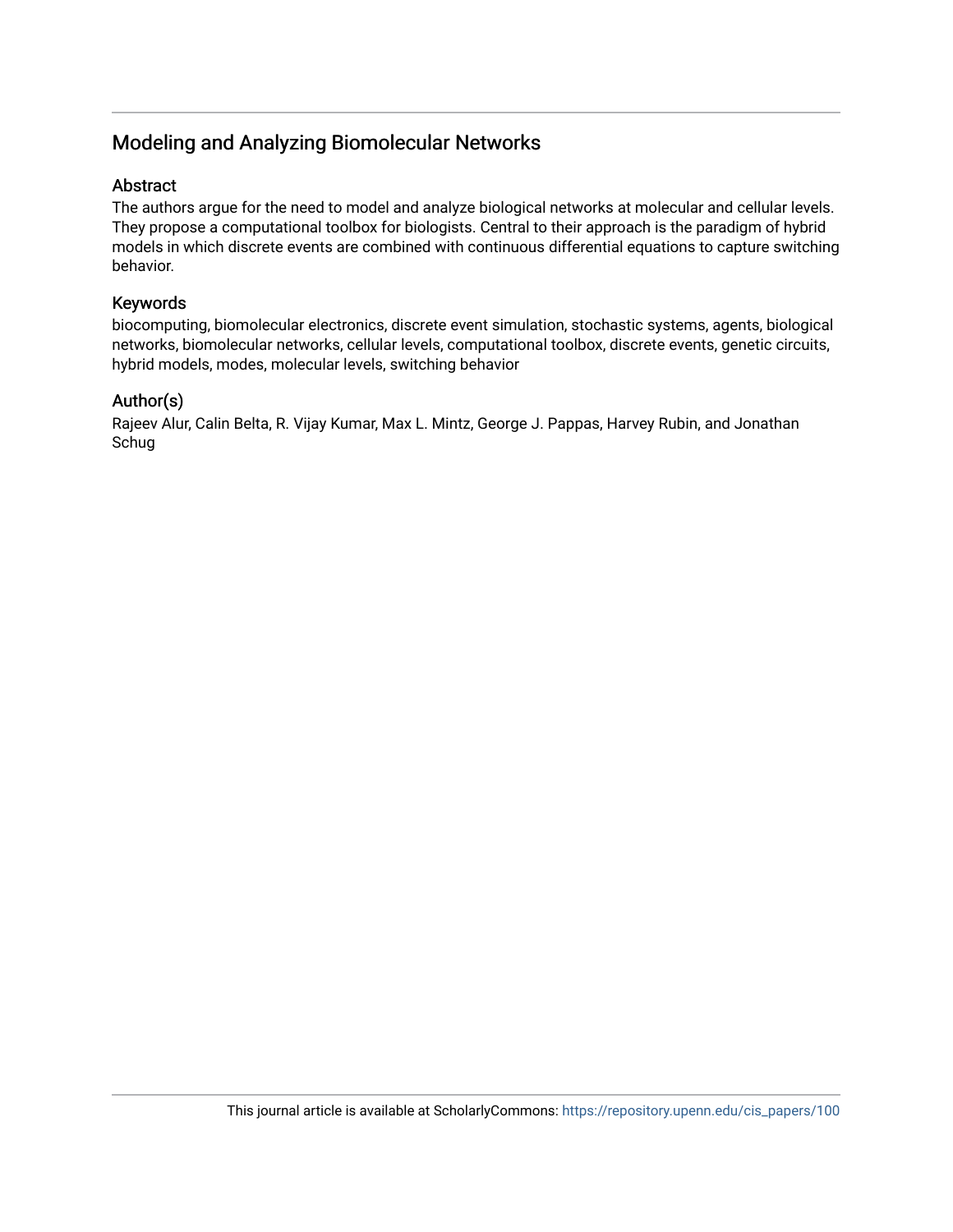## Modeling and Analyzing Biomolecular Networks

### Abstract

The authors argue for the need to model and analyze biological networks at molecular and cellular levels. They propose a computational toolbox for biologists. Central to their approach is the paradigm of hybrid models in which discrete events are combined with continuous differential equations to capture switching behavior.

### Keywords

biocomputing, biomolecular electronics, discrete event simulation, stochastic systems, agents, biological networks, biomolecular networks, cellular levels, computational toolbox, discrete events, genetic circuits, hybrid models, modes, molecular levels, switching behavior

### Author(s)

Rajeev Alur, Calin Belta, R. Vijay Kumar, Max L. Mintz, George J. Pappas, Harvey Rubin, and Jonathan Schug

This journal article is available at ScholarlyCommons: https://repository.upenn.edu/cis_papers/100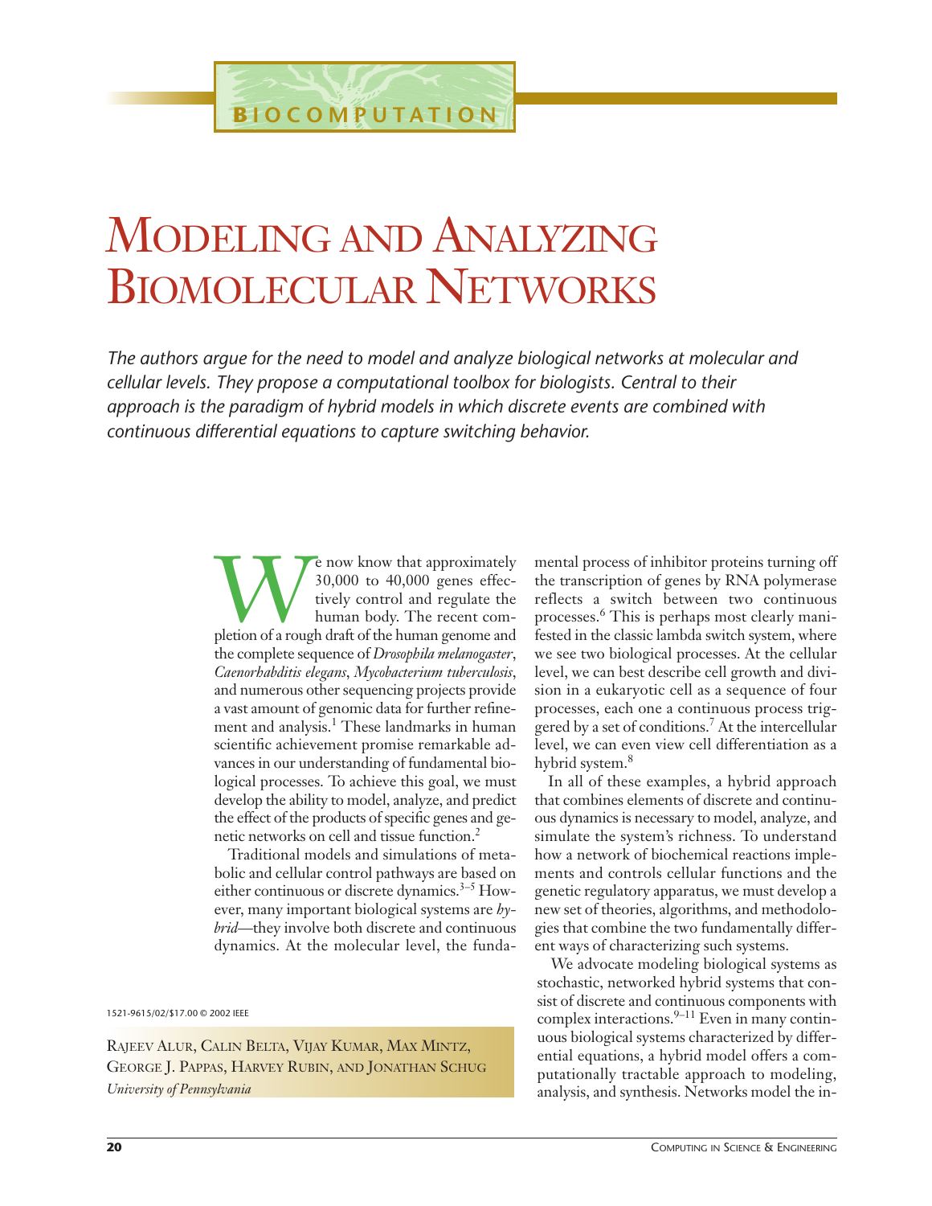# Modeling and Analyzing Biomolecular Networks

*The authors argue for the need to model and analyze biological networks at molecular and cellular levels. They propose a computational toolbox for biologists. Central to their approach is the paradigm of hybrid models in which discrete events are combined with continuous differential equations to capture switching behavior.*

Rajeev Alur, Calin Belta, Vijay Kumar, Max Mintz, George J. Pappas, Harvey Rubin, and Jonathan Schug
*University of Pennsylvania*

1521-9615/02/$17.00 © 2002 IEEE

We now know that approximately 30,000 to 40,000 genes effectively control and regulate the human body. The recent completion of a rough draft of the human genome and the complete sequence of *Drosophila melanogaster*, *Caenorhabditis elegans*, *Mycobacterium tuberculosis*, and numerous other sequencing projects provide a vast amount of genomic data for further refinement and analysis.[1] These landmarks in human scientific achievement promise remarkable advances in our understanding of fundamental biological processes. To achieve this goal, we must develop the ability to model, analyze, and predict the effect of the products of specific genes and genetic networks on cell and tissue function.[2]

Traditional models and simulations of metabolic and cellular control pathways are based on either continuous or discrete dynamics.[3–5] However, many important biological systems are *hybrid*—they involve both discrete and continuous dynamics. At the molecular level, the fundamental process of inhibitor proteins turning off the transcription of genes by RNA polymerase reflects a switch between two continuous processes.[6] This is perhaps most clearly manifested in the classic lambda switch system, where we see two biological processes. At the cellular level, we can best describe cell growth and division in a eukaryotic cell as a sequence of four processes, each one a continuous process triggered by a set of conditions.[7] At the intercellular level, we can even view cell differentiation as a hybrid system.[8]

In all of these examples, a hybrid approach that combines elements of discrete and continuous dynamics is necessary to model, analyze, and simulate the system's richness. To understand how a network of biochemical reactions implements and controls cellular functions and the genetic regulatory apparatus, we must develop a new set of theories, algorithms, and methodologies that combine the two fundamentally different ways of characterizing such systems.

We advocate modeling biological systems as stochastic, networked hybrid systems that consist of discrete and continuous components with complex interactions.[9–11] Even in many continuous biological systems characterized by differential equations, a hybrid model offers a computationally tractable approach to modeling, analysis, and synthesis. Networks model the in-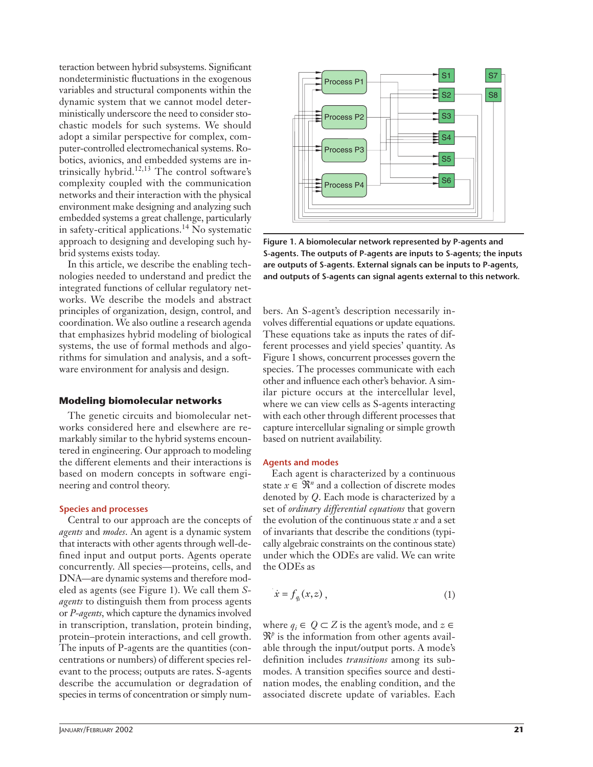teraction between hybrid subsystems. Significant nondeterministic fluctuations in the exogenous variables and structural components within the dynamic system that we cannot model deterministically underscore the need to consider stochastic models for such systems. We should adopt a similar perspective for complex, computer-controlled electromechanical systems. Robotics, avionics, and embedded systems are intrinsically hybrid.[12,13] The control software's complexity coupled with the communication networks and their interaction with the physical environment make designing and analyzing such embedded systems a great challenge, particularly in safety-critical applications.[14] No systematic approach to designing and developing such hybrid systems exists today.

In this article, we describe the enabling technologies needed to understand and predict the integrated functions of cellular regulatory networks. We describe the models and abstract principles of organization, design, control, and coordination. We also outline a research agenda that emphasizes hybrid modeling of biological systems, the use of formal methods and algorithms for simulation and analysis, and a software environment for analysis and design.

## Modeling biomolecular networks

The genetic circuits and biomolecular networks considered here and elsewhere are remarkably similar to the hybrid systems encountered in engineering. Our approach to modeling the different elements and their interactions is based on modern concepts in software engineering and control theory.

### Species and processes

Central to our approach are the concepts of *agents* and *modes*. An agent is a dynamic system that interacts with other agents through well-defined input and output ports. Agents operate concurrently. All species—proteins, cells, and DNA—are dynamic systems and therefore modeled as agents (see Figure 1). We call them *S-agents* to distinguish them from process agents or *P-agents*, which capture the dynamics involved in transcription, translation, protein binding, protein–protein interactions, and cell growth. The inputs of P-agents are the quantities (concentrations or numbers) of different species relevant to the process; outputs are rates. S-agents describe the accumulation or degradation of species in terms of concentration or simply numbers. An S-agent's description necessarily involves differential equations or update equations. These equations take as inputs the rates of different processes and yield species' quantity. As Figure 1 shows, concurrent processes govern the species. The processes communicate with each other and influence each other's behavior. A similar picture occurs at the intercellular level, where we can view cells as S-agents interacting with each other through different processes that capture intercellular signaling or simple growth based on nutrient availability.

**Figure 1. A biomolecular network represented by P-agents and S-agents. The outputs of P-agents are inputs to S-agents; the inputs are outputs of S-agents. External signals can be inputs to P-agents, and outputs of S-agents can signal agents external to this network.**

### Agents and modes

Each agent is characterized by a continuous state $x \in \Re^n$ and a collection of discrete modes denoted by $Q$. Each mode is characterized by a set of *ordinary differential equations* that govern the evolution of the continuous state $x$ and a set of invariants that describe the conditions (typically algebraic constraints on the continous state) under which the ODEs are valid. We can write the ODEs as

$$\dot{x} = f_{q_i}(x, z)\,, \tag{1}$$

where $q_i \in Q \subset Z$ is the agent's mode, and $z \in \Re^p$ is the information from other agents available through the input/output ports. A mode's definition includes *transitions* among its submodes. A transition specifies source and destination modes, the enabling condition, and the associated discrete update of variables. Each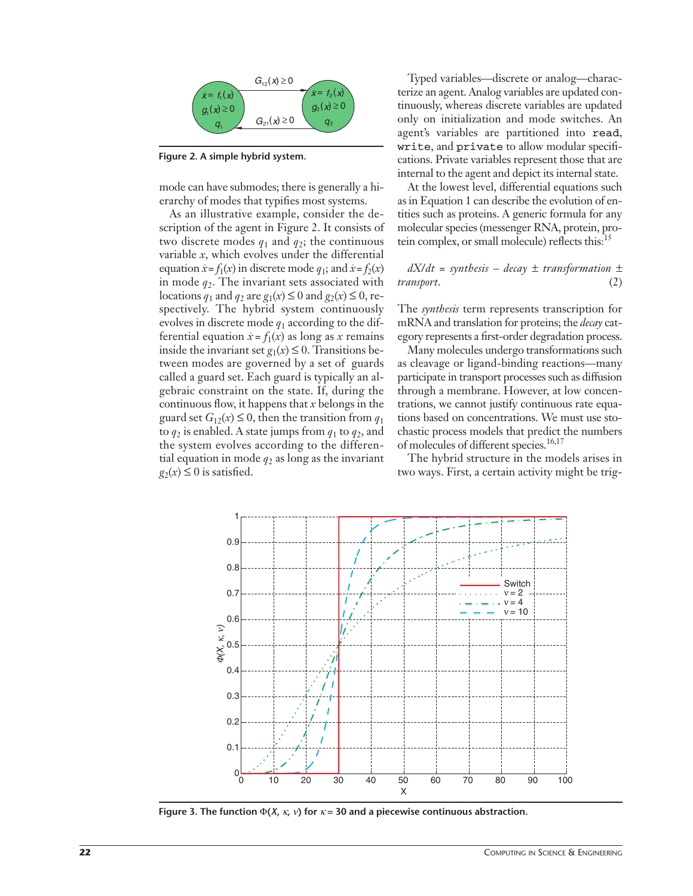Figure 2. A simple hybrid system.

mode can have submodes; there is generally a hierarchy of modes that typifies most systems.

As an illustrative example, consider the description of the agent in Figure 2. It consists of two discrete modes $q_1$ and $q_2$; the continuous variable $x$, which evolves under the differential equation $\dot{x} = f_1(x)$ in discrete mode $q_1$; and $\dot{x} = f_2(x)$ in mode $q_2$. The invariant sets associated with locations $q_1$ and $q_2$ are $g_1(x) \le 0$ and $g_2(x) \le 0$, respectively. The hybrid system continuously evolves in discrete mode $q_1$ according to the differential equation $\dot{x} = f_1(x)$ as long as $x$ remains inside the invariant set $g_1(x) \le 0$. Transitions between modes are governed by a set of guards called a guard set. Each guard is typically an algebraic constraint on the state. If, during the continuous flow, it happens that $x$ belongs in the guard set $G_{12}(x) \le 0$, then the transition from $q_1$ to $q_2$ is enabled. A state jumps from $q_1$ to $q_2$, and the system evolves according to the differential equation in mode $q_2$ as long as the invariant $g_2(x) \le 0$ is satisfied.

Typed variables—discrete or analog—characterize an agent. Analog variables are updated continuously, whereas discrete variables are updated only on initialization and mode switches. An agent's variables are partitioned into `read`, `write`, and `private` to allow modular specifications. Private variables represent those that are internal to the agent and depict its internal state.

At the lowest level, differential equations such as in Equation 1 can describe the evolution of entities such as proteins. A generic formula for any molecular species (messenger RNA, protein, protein complex, or small molecule) reflects this:[15]

$$dX/dt = \textit{synthesis} - \textit{decay} \pm \textit{transformation} \pm \textit{transport}. \tag{2}$$

The *synthesis* term represents transcription for mRNA and translation for proteins; the *decay* category represents a first-order degradation process.

Many molecules undergo transformations such as cleavage or ligand-binding reactions—many participate in transport processes such as diffusion through a membrane. However, at low concentrations, we cannot justify continuous rate equations based on concentrations. We must use stochastic process models that predict the numbers of molecules of different species.[16,17]

The hybrid structure in the models arises in two ways. First, a certain activity might be trig-

Figure 3. The function $\Phi(X, \kappa, \nu)$ for $\kappa = 30$ and a piecewise continuous abstraction.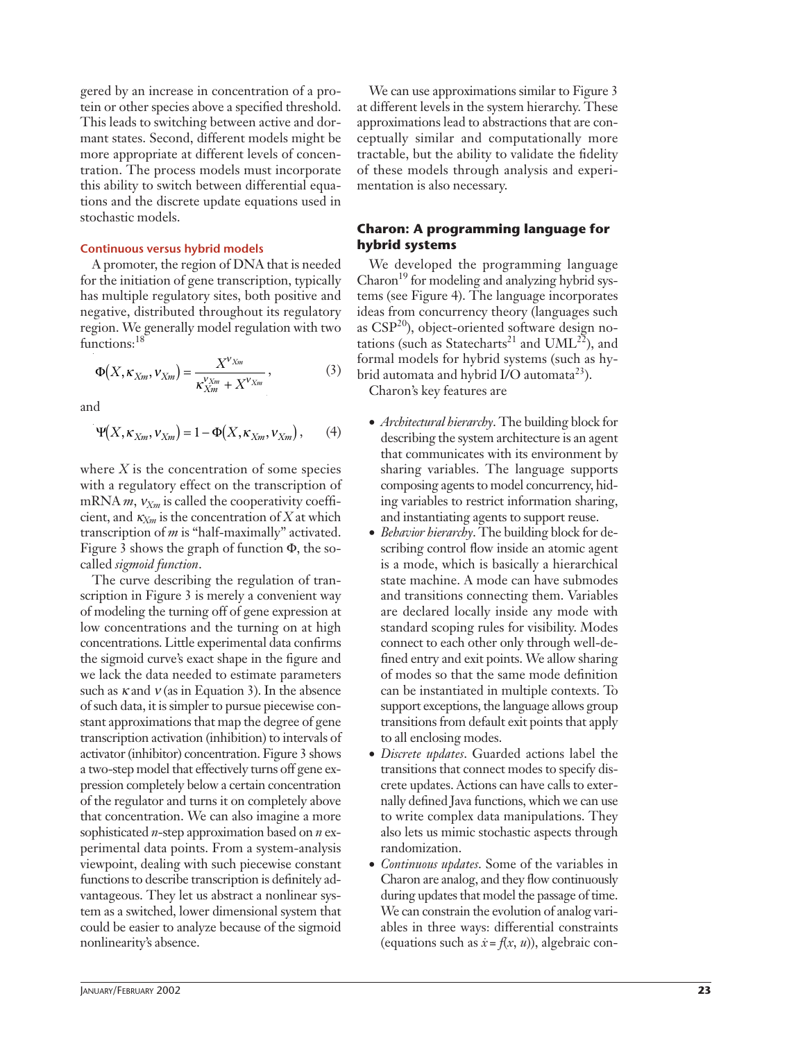gered by an increase in concentration of a protein or other species above a specified threshold. This leads to switching between active and dormant states. Second, different models might be more appropriate at different levels of concentration. The process models must incorporate this ability to switch between differential equations and the discrete update equations used in stochastic models.

### Continuous versus hybrid models

A promoter, the region of DNA that is needed for the initiation of gene transcription, typically has multiple regulatory sites, both positive and negative, distributed throughout its regulatory region. We generally model regulation with two functions:[18]

$$\Phi\left(X, \kappa_{Xm}, \nu_{Xm}\right) = \frac{X^{\nu_{Xm}}}{\kappa_{Xm}^{\nu_{Xm}} + X^{\nu_{Xm}}}, \qquad (3)$$

and

$$\Psi\left(X, \kappa_{Xm}, \nu_{Xm}\right) = 1 - \Phi\left(X, \kappa_{Xm}, \nu_{Xm}\right), \qquad (4)$$

where $X$ is the concentration of some species with a regulatory effect on the transcription of mRNA $m$, $\nu_{Xm}$ is called the cooperativity coefficient, and $\kappa_{Xm}$ is the concentration of $X$ at which transcription of $m$ is "half-maximally" activated. Figure 3 shows the graph of function $\Phi$, the so-called *sigmoid function*.

The curve describing the regulation of transcription in Figure 3 is merely a convenient way of modeling the turning off of gene expression at low concentrations and the turning on at high concentrations. Little experimental data confirms the sigmoid curve's exact shape in the figure and we lack the data needed to estimate parameters such as $\kappa$ and $\nu$ (as in Equation 3). In the absence of such data, it is simpler to pursue piecewise constant approximations that map the degree of gene transcription activation (inhibition) to intervals of activator (inhibitor) concentration. Figure 3 shows a two-step model that effectively turns off gene expression completely below a certain concentration of the regulator and turns it on completely above that concentration. We can also imagine a more sophisticated $n$-step approximation based on $n$ experimental data points. From a system-analysis viewpoint, dealing with such piecewise constant functions to describe transcription is definitely advantageous. They let us abstract a nonlinear system as a switched, lower dimensional system that could be easier to analyze because of the sigmoid nonlinearity's absence.

We can use approximations similar to Figure 3 at different levels in the system hierarchy. These approximations lead to abstractions that are conceptually similar and computationally more tractable, but the ability to validate the fidelity of these models through analysis and experimentation is also necessary.

## Charon: A programming language for hybrid systems

We developed the programming language Charon[19] for modeling and analyzing hybrid systems (see Figure 4). The language incorporates ideas from concurrency theory (languages such as CSP[20]), object-oriented software design notations (such as Statecharts[21] and UML[22]), and formal models for hybrid systems (such as hybrid automata and hybrid I/O automata[23]).

Charon's key features are

- *Architectural hierarchy*. The building block for describing the system architecture is an agent that communicates with its environment by sharing variables. The language supports composing agents to model concurrency, hiding variables to restrict information sharing, and instantiating agents to support reuse.
- *Behavior hierarchy*. The building block for describing control flow inside an atomic agent is a mode, which is basically a hierarchical state machine. A mode can have submodes and transitions connecting them. Variables are declared locally inside any mode with standard scoping rules for visibility. Modes connect to each other only through well-defined entry and exit points. We allow sharing of modes so that the same mode definition can be instantiated in multiple contexts. To support exceptions, the language allows group transitions from default exit points that apply to all enclosing modes.
- *Discrete updates*. Guarded actions label the transitions that connect modes to specify discrete updates. Actions can have calls to externally defined Java functions, which we can use to write complex data manipulations. They also lets us mimic stochastic aspects through randomization.
- *Continuous updates*. Some of the variables in Charon are analog, and they flow continuously during updates that model the passage of time. We can constrain the evolution of analog variables in three ways: differential constraints (equations such as $\dot{x} = f(x, u)$), algebraic con-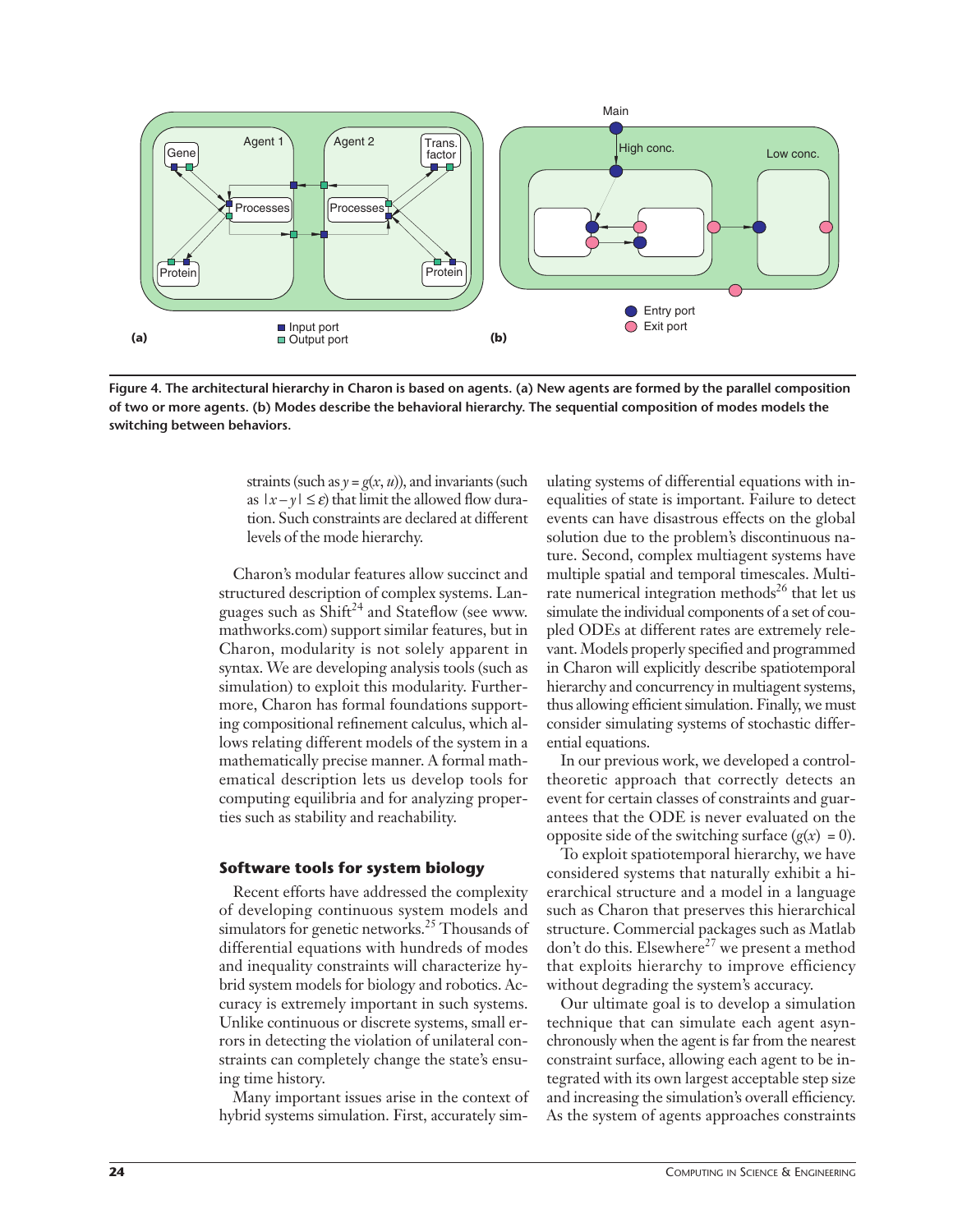Figure 4. The architectural hierarchy in Charon is based on agents. (a) New agents are formed by the parallel composition of two or more agents. (b) Modes describe the behavioral hierarchy. The sequential composition of modes models the switching between behaviors.

straints (such as $y = g(x, u)$), and invariants (such as $|x - y| \leq \varepsilon$) that limit the allowed flow duration. Such constraints are declared at different levels of the mode hierarchy.

Charon's modular features allow succinct and structured description of complex systems. Languages such as Shift[24] and Stateflow (see www.mathworks.com) support similar features, but in Charon, modularity is not solely apparent in syntax. We are developing analysis tools (such as simulation) to exploit this modularity. Furthermore, Charon has formal foundations supporting compositional refinement calculus, which allows relating different models of the system in a mathematically precise manner. A formal mathematical description lets us develop tools for computing equilibria and for analyzing properties such as stability and reachability.

## Software tools for system biology

Recent efforts have addressed the complexity of developing continuous system models and simulators for genetic networks.[25] Thousands of differential equations with hundreds of modes and inequality constraints will characterize hybrid system models for biology and robotics. Accuracy is extremely important in such systems. Unlike continuous or discrete systems, small errors in detecting the violation of unilateral constraints can completely change the state's ensuing time history.

Many important issues arise in the context of hybrid systems simulation. First, accurately simulating systems of differential equations with inequalities of state is important. Failure to detect events can have disastrous effects on the global solution due to the problem's discontinuous nature. Second, complex multiagent systems have multiple spatial and temporal timescales. Multirate numerical integration methods[26] that let us simulate the individual components of a set of coupled ODEs at different rates are extremely relevant. Models properly specified and programmed in Charon will explicitly describe spatiotemporal hierarchy and concurrency in multiagent systems, thus allowing efficient simulation. Finally, we must consider simulating systems of stochastic differential equations.

In our previous work, we developed a control-theoretic approach that correctly detects an event for certain classes of constraints and guarantees that the ODE is never evaluated on the opposite side of the switching surface ($g(x) = 0$).

To exploit spatiotemporal hierarchy, we have considered systems that naturally exhibit a hierarchical structure and a model in a language such as Charon that preserves this hierarchical structure. Commercial packages such as Matlab don't do this. Elsewhere[27] we present a method that exploits hierarchy to improve efficiency without degrading the system's accuracy.

Our ultimate goal is to develop a simulation technique that can simulate each agent asynchronously when the agent is far from the nearest constraint surface, allowing each agent to be integrated with its own largest acceptable step size and increasing the simulation's overall efficiency. As the system of agents approaches constraints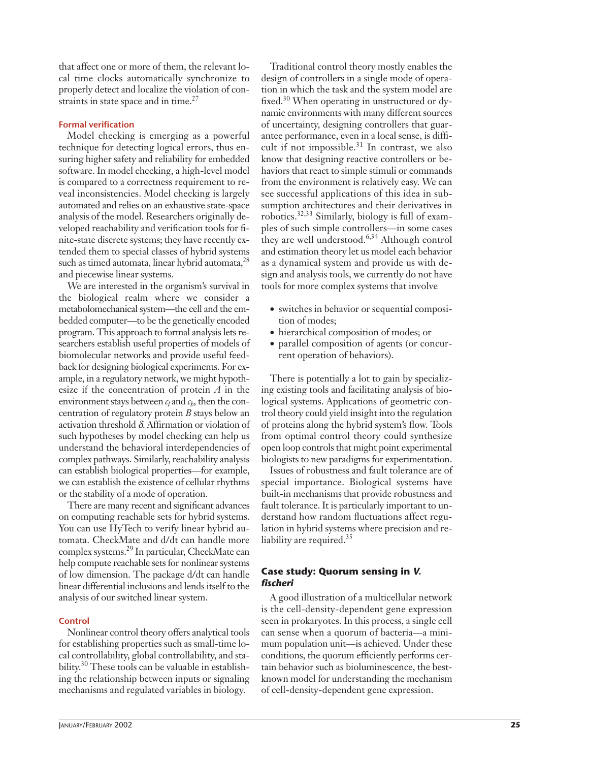that affect one or more of them, the relevant local time clocks automatically synchronize to properly detect and localize the violation of constraints in state space and in time.[27]

### Formal verification

Model checking is emerging as a powerful technique for detecting logical errors, thus ensuring higher safety and reliability for embedded software. In model checking, a high-level model is compared to a correctness requirement to reveal inconsistencies. Model checking is largely automated and relies on an exhaustive state-space analysis of the model. Researchers originally developed reachability and verification tools for finite-state discrete systems; they have recently extended them to special classes of hybrid systems such as timed automata, linear hybrid automata,[28] and piecewise linear systems.

We are interested in the organism's survival in the biological realm where we consider a metabolomechanical system—the cell and the embedded computer—to be the genetically encoded program. This approach to formal analysis lets researchers establish useful properties of models of biomolecular networks and provide useful feedback for designing biological experiments. For example, in a regulatory network, we might hypothesize if the concentration of protein $A$ in the environment stays between $c_l$ and $c_h$, then the concentration of regulatory protein $B$ stays below an activation threshold $\delta$. Affirmation or violation of such hypotheses by model checking can help us understand the behavioral interdependencies of complex pathways. Similarly, reachability analysis can establish biological properties—for example, we can establish the existence of cellular rhythms or the stability of a mode of operation.

There are many recent and significant advances on computing reachable sets for hybrid systems. You can use HyTech to verify linear hybrid automata. CheckMate and d/dt can handle more complex systems.[29] In particular, CheckMate can help compute reachable sets for nonlinear systems of low dimension. The package d/dt can handle linear differential inclusions and lends itself to the analysis of our switched linear system.

### Control

Nonlinear control theory offers analytical tools for establishing properties such as small-time local controllability, global controllability, and stability.[30] These tools can be valuable in establishing the relationship between inputs or signaling mechanisms and regulated variables in biology.

Traditional control theory mostly enables the design of controllers in a single mode of operation in which the task and the system model are fixed.[30] When operating in unstructured or dynamic environments with many different sources of uncertainty, designing controllers that guarantee performance, even in a local sense, is difficult if not impossible.[31] In contrast, we also know that designing reactive controllers or behaviors that react to simple stimuli or commands from the environment is relatively easy. We can see successful applications of this idea in subsumption architectures and their derivatives in robotics.[32,33] Similarly, biology is full of examples of such simple controllers—in some cases they are well understood.[6,34] Although control and estimation theory let us model each behavior as a dynamical system and provide us with design and analysis tools, we currently do not have tools for more complex systems that involve

- switches in behavior or sequential composition of modes;
- hierarchical composition of modes; or
- parallel composition of agents (or concurrent operation of behaviors).

There is potentially a lot to gain by specializing existing tools and facilitating analysis of biological systems. Applications of geometric control theory could yield insight into the regulation of proteins along the hybrid system's flow. Tools from optimal control theory could synthesize open loop controls that might point experimental biologists to new paradigms for experimentation.

Issues of robustness and fault tolerance are of special importance. Biological systems have built-in mechanisms that provide robustness and fault tolerance. It is particularly important to understand how random fluctuations affect regulation in hybrid systems where precision and reliability are required.[35]

## Case study: Quorum sensing in *V. fischeri*

A good illustration of a multicellular network is the cell-density-dependent gene expression seen in prokaryotes. In this process, a single cell can sense when a quorum of bacteria—a minimum population unit—is achieved. Under these conditions, the quorum efficiently performs certain behavior such as bioluminescence, the best-known model for understanding the mechanism of cell-density-dependent gene expression.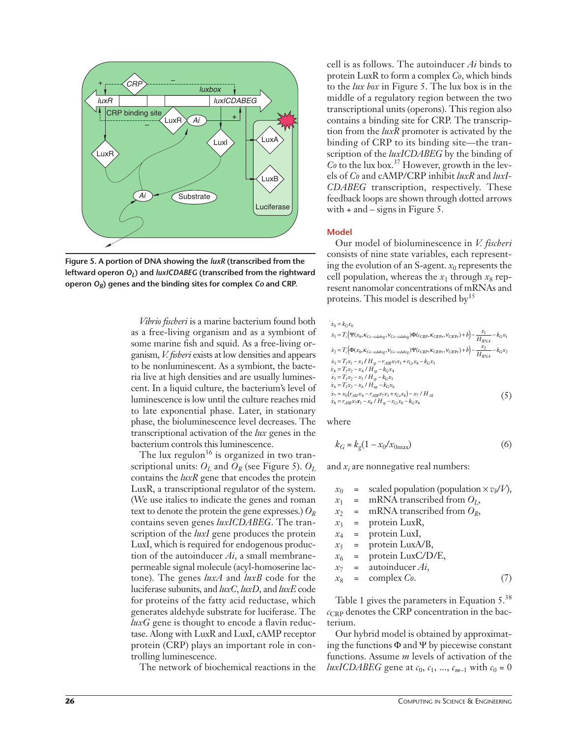**Figure 5. A portion of DNA showing the *luxR* (transcribed from the leftward operon $O_L$) and *luxICDABEG* (transcribed from the rightward operon $O_R$) genes and the binding sites for complex *Co* and CRP.**

*Vibrio fischeri* is a marine bacterium found both as a free-living organism and as a symbiont of some marine fish and squid. As a free-living organism, *V. fisheri* exists at low densities and appears to be nonluminescent. As a symbiont, the bacteria live at high densities and are usually luminescent. In a liquid culture, the bacterium's level of luminescence is low until the culture reaches mid to late exponential phase. Later, in stationary phase, the bioluminescence level decreases. The transcriptional activation of the *lux* genes in the bacterium controls this luminescence.

The lux regulon[36] is organized in two transcriptional units: $O_L$ and $O_R$ (see Figure 5). $O_L$ contains the *luxR* gene that encodes the protein LuxR, a transcriptional regulator of the system. (We use italics to indicate the genes and roman text to denote the protein the gene expresses.) $O_R$ contains seven genes *luxICDABEG*. The transcription of the *luxI* gene produces the protein LuxI, which is required for endogenous production of the autoinducer *Ai*, a small membrane-permeable signal molecule (acyl-homoserine lactone). The genes *luxA* and *luxB* code for the luciferase subunits, and *luxC*, *luxD*, and *luxE* code for proteins of the fatty acid reductase, which generates aldehyde substrate for luciferase. The *luxG* gene is thought to encode a flavin reductase. Along with LuxR and LuxI, cAMP receptor protein (CRP) plays an important role in controlling luminescence.

The network of biochemical reactions in the cell is as follows. The autoinducer *Ai* binds to protein LuxR to form a complex *Co*, which binds to the *lux box* in Figure 5. The lux box is in the middle of a regulatory region between the two transcriptional units (operons). This region also contains a binding site for CRP. The transcription from the *luxR* promoter is activated by the binding of CRP to its binding site—the transcription of the *luxICDABEG* by the binding of *Co* to the lux box.[37] However, growth in the levels of *Co* and cAMP/CRP inhibit *luxR* and *luxICDABEG* transcription, respectively. These feedback loops are shown through dotted arrows with + and – signs in Figure 5.

### Model

Our model of bioluminescence in *V. fischeri* consists of nine state variables, each representing the evolution of an S-agent. $x_0$ represents the cell population, whereas the $x_1$ through $x_8$ represent nanomolar concentrations of mRNAs and proteins. This model is described by[15]

$$
\begin{aligned}
\dot{x}_0 &= k_G x_0 \\
\dot{x}_1 &= T_t\left(\Psi(x_8, \kappa_{Co-icdabeg}, \nu_{Co-icdabeg})\Phi(c_{CRP}, \kappa_{CRPr}, \nu_{CRPr}) + b\right) - \frac{x_1}{H_{RNA}} - k_G x_1 \\
\dot{x}_2 &= T_t\left(\Phi(x_8, \kappa_{Co-icdabeg}, \nu_{Co-icdabeg})\Psi(c_{CRP}, \kappa_{CRPr}, \nu_{CRPr}) + b\right) - \frac{x_2}{H_{RNA}} - k_G x_2 \\
\dot{x}_3 &= T_l x_1 - x_3 / H_{rp} - r_{AIR} x_7 x_3 + r_{Co} x_8 - k_G x_3 \\
\dot{x}_4 &= T_l x_2 - x_4 / H_{rp} - k_G x_4 \\
\dot{x}_5 &= T_l x_2 - x_5 / H_{rp} - k_G x_5 \\
\dot{x}_6 &= T_l x_2 - x_6 / H_{up} - k_G x_6 \\
\dot{x}_7 &= x_0\left(r_{AII} x_4 - r_{AIR} x_7 x_3 + r_{Co} x_8\right) - x_7 / H_{AI} \\
\dot{x}_8 &= r_{AIR} x_7 x_3 - x_8 / H_{rp} - r_{Co} x_8 - k_G x_8
\end{aligned}
\tag{5}
$$

where

$$
k_G = k_g(1 - x_0/x_{0\max}) \tag{6}
$$

and $x_i$ are nonnegative real numbers:

$$
\begin{aligned}
x_0 &= \text{scaled population (population} \times v_b/V), \\
x_1 &= \text{mRNA transcribed from } O_L, \\
x_2 &= \text{mRNA transcribed from } O_R, \\
x_3 &= \text{protein LuxR}, \\
x_4 &= \text{protein LuxI}, \\
x_5 &= \text{protein LuxA/B}, \\
x_6 &= \text{protein LuxC/D/E}, \\
x_7 &= \text{autoinducer } Ai, \\
x_8 &= \text{complex } Co.
\end{aligned}
\tag{7}
$$

Table 1 gives the parameters in Equation 5.[38] $c_{CRP}$ denotes the CRP concentration in the bacterium.

Our hybrid model is obtained by approximating the functions $\Phi$ and $\Psi$ by piecewise constant functions. Assume $m$ levels of activation of the *luxICDABEG* gene at $c_0, c_1, \ldots, c_{m-1}$ with $c_0 = 0$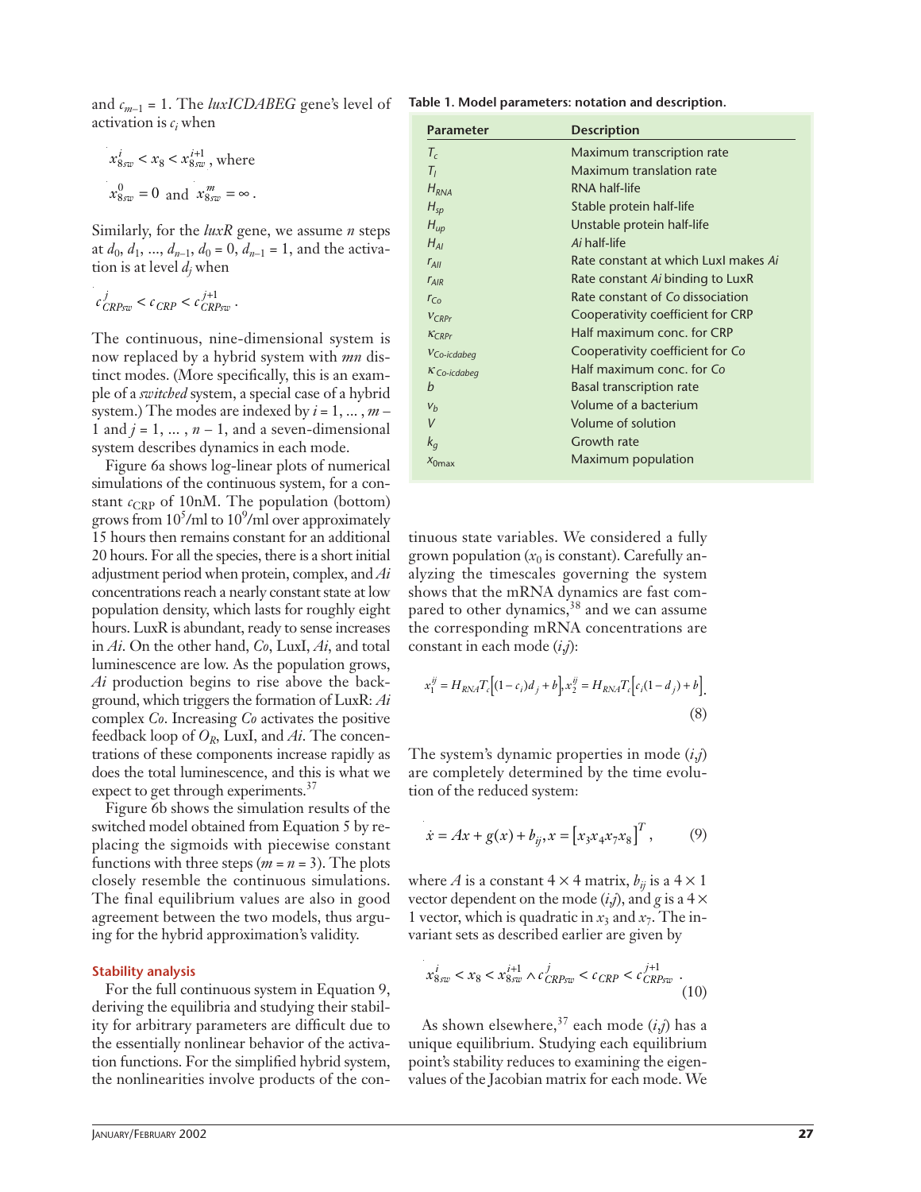and $c_{m-1} = 1$. The *luxICDABEG* gene's level of activation is $c_i$ when

$$x_{8sw}^{i} < x_8 < x_{8sw}^{i+1}\text{, where}$$

$$x_{8sw}^{0} = 0 \text{ and } x_{8sw}^{m} = \infty .$$

Similarly, for the *luxR* gene, we assume $n$ steps at $d_0, d_1, \ldots, d_{n-1}, d_0 = 0, d_{n-1} = 1$, and the activation is at level $d_j$ when

$$c_{CRPsw}^{j} < c_{CRP} < c_{CRPsw}^{j+1} .$$

The continuous, nine-dimensional system is now replaced by a hybrid system with $mn$ distinct modes. (More specifically, this is an example of a *switched* system, a special case of a hybrid system.) The modes are indexed by $i = 1, \ldots, m - 1$ and $j = 1, \ldots, n - 1$, and a seven-dimensional system describes dynamics in each mode.

Figure 6a shows log-linear plots of numerical simulations of the continuous system, for a constant $c_{\text{CRP}}$ of 10nM. The population (bottom) grows from $10^5$/ml to $10^9$/ml over approximately 15 hours then remains constant for an additional 20 hours. For all the species, there is a short initial adjustment period when protein, complex, and *Ai* concentrations reach a nearly constant state at low population density, which lasts for roughly eight hours. LuxR is abundant, ready to sense increases in *Ai*. On the other hand, *Co*, LuxI, *Ai*, and total luminescence are low. As the population grows, *Ai* production begins to rise above the background, which triggers the formation of LuxR: *Ai* complex *Co*. Increasing *Co* activates the positive feedback loop of $O_R$, LuxI, and *Ai*. The concentrations of these components increase rapidly as does the total luminescence, and this is what we expect to get through experiments.[37]

Figure 6b shows the simulation results of the switched model obtained from Equation 5 by replacing the sigmoids with piecewise constant functions with three steps ($m = n = 3$). The plots closely resemble the continuous simulations. The final equilibrium values are also in good agreement between the two models, thus arguing for the hybrid approximation's validity.

**Stability analysis**

For the full continuous system in Equation 9, deriving the equilibria and studying their stability for arbitrary parameters are difficult due to the essentially nonlinear behavior of the activation functions. For the simplified hybrid system, the nonlinearities involve products of the continuous state variables. We considered a fully grown population ($x_0$ is constant). Carefully analyzing the timescales governing the system shows that the mRNA dynamics are fast compared to other dynamics,[38] and we can assume the corresponding mRNA concentrations are constant in each mode ($i$,$j$):

$$x_1^{ij} = H_{RNA}T_c\left[(1-c_i)d_j + b\right], x_2^{ij} = H_{RNA}T_c\left[c_i(1-d_j) + b\right]. \tag{8}$$

The system's dynamic properties in mode ($i$,$j$) are completely determined by the time evolution of the reduced system:

$$\dot{x} = Ax + g(x) + b_{ij}, x = \left[x_3 x_4 x_7 x_8\right]^T , \tag{9}$$

where $A$ is a constant $4 \times 4$ matrix, $b_{ij}$ is a $4 \times 1$ vector dependent on the mode ($i$,$j$), and $g$ is a $4 \times 1$ vector, which is quadratic in $x_3$ and $x_7$. The invariant sets as described earlier are given by

$$x_{8sw}^{i} < x_8 < x_{8sw}^{i+1} \wedge c_{CRPsw}^{j} < c_{CRP} < c_{CRPsw}^{j+1} . \tag{10}$$

As shown elsewhere,[37] each mode ($i$,$j$) has a unique equilibrium. Studying each equilibrium point's stability reduces to examining the eigenvalues of the Jacobian matrix for each mode. We

**Table 1. Model parameters: notation and description.**

| Parameter | Description |
|---|---|
| $T_c$ | Maximum transcription rate |
| $T_l$ | Maximum translation rate |
| $H_{RNA}$ | RNA half-life |
| $H_{sp}$ | Stable protein half-life |
| $H_{up}$ | Unstable protein half-life |
| $H_{AI}$ | *Ai* half-life |
| $r_{AII}$ | Rate constant at which LuxI makes *Ai* |
| $r_{AIR}$ | Rate constant *Ai* binding to LuxR |
| $r_{Co}$ | Rate constant of *Co* dissociation |
| $v_{CRPr}$ | Cooperativity coefficient for CRP |
| $\kappa_{CRPr}$ | Half maximum conc. for CRP |
| $v_{Co\text{-}icdabeg}$ | Cooperativity coefficient for *Co* |
| $\kappa_{Co\text{-}icdabeg}$ | Half maximum conc. for *Co* |
| $b$ | Basal transcription rate |
| $v_b$ | Volume of a bacterium |
| $V$ | Volume of solution |
| $k_g$ | Growth rate |
| $x_{0\max}$ | Maximum population |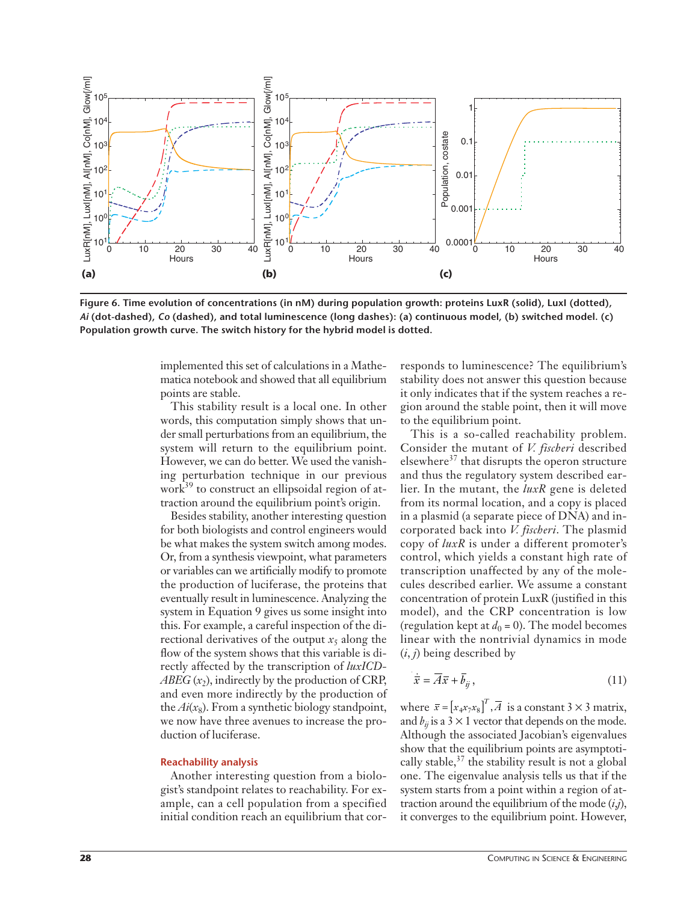**Figure 6. Time evolution of concentrations (in nM) during population growth: proteins LuxR (solid), LuxI (dotted), *Ai* (dot-dashed), *Co* (dashed), and total luminescence (long dashes): (a) continuous model, (b) switched model. (c) Population growth curve. The switch history for the hybrid model is dotted.**

implemented this set of calculations in a Mathematica notebook and showed that all equilibrium points are stable.

This stability result is a local one. In other words, this computation simply shows that under small perturbations from an equilibrium, the system will return to the equilibrium point. However, we can do better. We used the vanishing perturbation technique in our previous work[39] to construct an ellipsoidal region of attraction around the equilibrium point's origin.

Besides stability, another interesting question for both biologists and control engineers would be what makes the system switch among modes. Or, from a synthesis viewpoint, what parameters or variables can we artificially modify to promote the production of luciferase, the proteins that eventually result in luminescence. Analyzing the system in Equation 9 gives us some insight into this. For example, a careful inspection of the directional derivatives of the output $x_5$ along the flow of the system shows that this variable is directly affected by the transcription of *luxICDABEG* ($x_2$), indirectly by the production of CRP, and even more indirectly by the production of the $Ai(x_8)$. From a synthetic biology standpoint, we now have three avenues to increase the production of luciferase.

## Reachability analysis

Another interesting question from a biologist's standpoint relates to reachability. For example, can a cell population from a specified initial condition reach an equilibrium that corresponds to luminescence? The equilibrium's stability does not answer this question because it only indicates that if the system reaches a region around the stable point, then it will move to the equilibrium point.

This is a so-called reachability problem. Consider the mutant of *V. fischeri* described elsewhere[37] that disrupts the operon structure and thus the regulatory system described earlier. In the mutant, the *luxR* gene is deleted from its normal location, and a copy is placed in a plasmid (a separate piece of DNA) and incorporated back into *V. fischeri*. The plasmid copy of *luxR* is under a different promoter's control, which yields a constant high rate of transcription unaffected by any of the molecules described earlier. We assume a constant concentration of protein LuxR (justified in this model), and the CRP concentration is low (regulation kept at $d_0 = 0$). The model becomes linear with the nontrivial dynamics in mode $(i, j)$ being described by

$$\dot{\bar{x}} = \bar{A}\bar{x} + \bar{b}_{ij}, \qquad (11)$$

where $\bar{x} = [x_4 x_7 x_8]^T, \bar{A}$ is a constant $3 \times 3$ matrix, and $b_{ij}$ is a $3 \times 1$ vector that depends on the mode. Although the associated Jacobian's eigenvalues show that the equilibrium points are asymptotically stable,[37] the stability result is not a global one. The eigenvalue analysis tells us that if the system starts from a point within a region of attraction around the equilibrium of the mode $(i,j)$, it converges to the equilibrium point. However,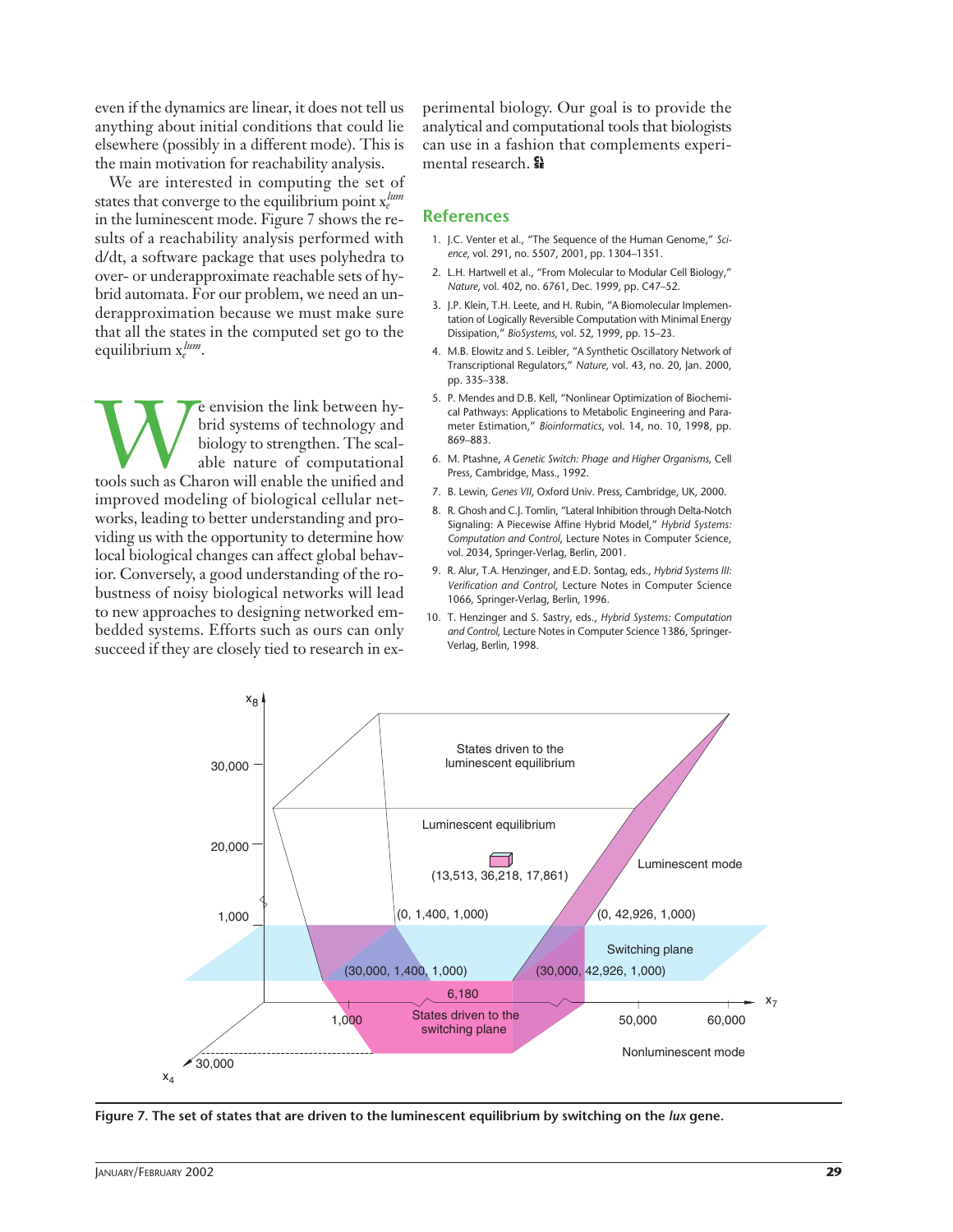even if the dynamics are linear, it does not tell us anything about initial conditions that could lie elsewhere (possibly in a different mode). This is the main motivation for reachability analysis.

We are interested in computing the set of states that converge to the equilibrium point $x_e^{lum}$ in the luminescent mode. Figure 7 shows the results of a reachability analysis performed with d/dt, a software package that uses polyhedra to over- or underapproximate reachable sets of hybrid automata. For our problem, we need an underapproximation because we must make sure that all the states in the computed set go to the equilibrium $x_e^{lum}$.

We envision the link between hybrid systems of technology and biology to strengthen. The scalable nature of computational tools such as Charon will enable the unified and improved modeling of biological cellular networks, leading to better understanding and providing us with the opportunity to determine how local biological changes can affect global behavior. Conversely, a good understanding of the robustness of noisy biological networks will lead to new approaches to designing networked embedded systems. Efforts such as ours can only succeed if they are closely tied to research in experimental biology. Our goal is to provide the analytical and computational tools that biologists can use in a fashion that complements experimental research.

## References

1. J.C. Venter et al., "The Sequence of the Human Genome," *Science*, vol. 291, no. 5507, 2001, pp. 1304–1351.
2. L.H. Hartwell et al., "From Molecular to Modular Cell Biology," *Nature*, vol. 402, no. 6761, Dec. 1999, pp. C47–52.
3. J.P. Klein, T.H. Leete, and H. Rubin, "A Biomolecular Implementation of Logically Reversible Computation with Minimal Energy Dissipation," *BioSystems*, vol. 52, 1999, pp. 15–23.
4. M.B. Elowitz and S. Leibler, "A Synthetic Oscillatory Network of Transcriptional Regulators," *Nature*, vol. 43, no. 20, Jan. 2000, pp. 335–338.
5. P. Mendes and D.B. Kell, "Nonlinear Optimization of Biochemical Pathways: Applications to Metabolic Engineering and Parameter Estimation," *Bioinformatics*, vol. 14, no. 10, 1998, pp. 869–883.
6. M. Ptashne, *A Genetic Switch: Phage and Higher Organisms*, Cell Press, Cambridge, Mass., 1992.
7. B. Lewin, *Genes VII*, Oxford Univ. Press, Cambridge, UK, 2000.
8. R. Ghosh and C.J. Tomlin, "Lateral Inhibition through Delta-Notch Signaling: A Piecewise Affine Hybrid Model," *Hybrid Systems: Computation and Control*, Lecture Notes in Computer Science, vol. 2034, Springer-Verlag, Berlin, 2001.
9. R. Alur, T.A. Henzinger, and E.D. Sontag, eds., *Hybrid Systems III: Verification and Control*, Lecture Notes in Computer Science 1066, Springer-Verlag, Berlin, 1996.
10. T. Henzinger and S. Sastry, eds., *Hybrid Systems: Computation and Control*, Lecture Notes in Computer Science 1386, Springer-Verlag, Berlin, 1998.

**Figure 7. The set of states that are driven to the luminescent equilibrium by switching on the *lux* gene.**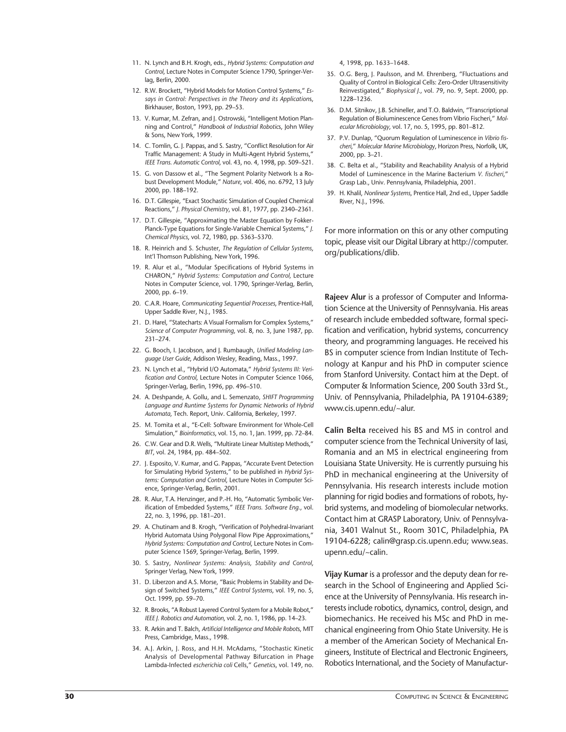11. N. Lynch and B.H. Krogh, eds., *Hybrid Systems: Computation and Control*, Lecture Notes in Computer Science 1790, Springer-Verlag, Berlin, 2000.
12. R.W. Brockett, "Hybrid Models for Motion Control Systems," *Essays in Control: Perspectives in the Theory and its Applications*, Birkhauser, Boston, 1993, pp. 29–53.
13. V. Kumar, M. Zefran, and J. Ostrowski, "Intelligent Motion Planning and Control," *Handbook of Industrial Robotics*, John Wiley & Sons, New York, 1999.
14. C. Tomlin, G. J. Pappas, and S. Sastry, "Conflict Resolution for Air Traffic Management: A Study in Multi-Agent Hybrid Systems," *IEEE Trans. Automatic Control*, vol. 43, no. 4, 1998, pp. 509–521.
15. G. von Dassow et al., "The Segment Polarity Network Is a Robust Development Module," *Nature*, vol. 406, no. 6792, 13 July 2000, pp. 188–192.
16. D.T. Gillespie, "Exact Stochastic Simulation of Coupled Chemical Reactions," *J. Physical Chemistry*, vol. 81, 1977, pp. 2340–2361.
17. D.T. Gillespie, "Approximating the Master Equation by Fokker-Planck-Type Equations for Single-Variable Chemical Systems," *J. Chemical Physics*, vol. 72, 1980, pp. 5363–5370.
18. R. Heinrich and S. Schuster, *The Regulation of Cellular Systems*, Int'l Thomson Publishing, New York, 1996.
19. R. Alur et al., "Modular Specifications of Hybrid Systems in CHARON," *Hybrid Systems: Computation and Control*, Lecture Notes in Computer Science, vol. 1790, Springer-Verlag, Berlin, 2000, pp. 6–19.
20. C.A.R. Hoare, *Communicating Sequential Processes*, Prentice-Hall, Upper Saddle River, N.J., 1985.
21. D. Harel, "Statecharts: A Visual Formalism for Complex Systems," *Science of Computer Programming*, vol. 8, no. 3, June 1987, pp. 231–274.
22. G. Booch, I. Jacobson, and J. Rumbaugh, *Unified Modeling Language User Guide*, Addison Wesley, Reading, Mass., 1997.
23. N. Lynch et al., "Hybrid I/O Automata," *Hybrid Systems III: Verification and Control*, Lecture Notes in Computer Science 1066, Springer-Verlag, Berlin, 1996, pp. 496–510.
24. A. Deshpande, A. Gollu, and L. Semenzato, *SHIFT Programming Language and Runtime Systems for Dynamic Networks of Hybrid Automata*, Tech. Report, Univ. California, Berkeley, 1997.
25. M. Tomita et al., "E-Cell: Software Environment for Whole-Cell Simulation," *Bioinformatics*, vol. 15, no. 1, Jan. 1999, pp. 72–84.
26. C.W. Gear and D.R. Wells, "Multirate Linear Multistep Methods," *BIT*, vol. 24, 1984, pp. 484–502.
27. J. Esposito, V. Kumar, and G. Pappas, "Accurate Event Detection for Simulating Hybrid Systems," to be published in *Hybrid Systems: Computation and Control*, Lecture Notes in Computer Science, Springer-Verlag, Berlin, 2001.
28. R. Alur, T.A. Henzinger, and P.-H. Ho, "Automatic Symbolic Verification of Embedded Systems," *IEEE Trans. Software Eng.*, vol. 22, no. 3, 1996, pp. 181–201.
29. A. Chutinam and B. Krogh, "Verification of Polyhedral-Invariant Hybrid Automata Using Polygonal Flow Pipe Approximations," *Hybrid Systems: Computation and Control*, Lecture Notes in Computer Science 1569, Springer-Verlag, Berlin, 1999.
30. S. Sastry, *Nonlinear Systems: Analysis, Stability and Control*, Springer Verlag, New York, 1999.
31. D. Liberzon and A.S. Morse, "Basic Problems in Stability and Design of Switched Systems," *IEEE Control Systems*, vol. 19, no. 5, Oct. 1999, pp. 59–70.
32. R. Brooks, "A Robust Layered Control System for a Mobile Robot," *IEEE J. Robotics and Automation*, vol. 2, no. 1, 1986, pp. 14–23.
33. R. Arkin and T. Balch, *Artificial Intelligence and Mobile Robots*, MIT Press, Cambridge, Mass., 1998.
34. A.J. Arkin, J. Ross, and H.H. McAdams, "Stochastic Kinetic Analysis of Developmental Pathway Bifurcation in Phage Lambda-Infected *escherichia coli* Cells," *Genetics*, vol. 149, no. 4, 1998, pp. 1633–1648.
35. O.G. Berg, J. Paulsson, and M. Ehrenberg, "Fluctuations and Quality of Control in Biological Cells: Zero-Order Ultrasensitivity Reinvestigated," *Biophysical J.*, vol. 79, no. 9, Sept. 2000, pp. 1228–1236.
36. D.M. Sitnikov, J.B. Schineller, and T.O. Baldwin, "Transcriptional Regulation of Bioluminescence Genes from Vibrio Fischeri," *Molecular Microbiology*, vol. 17, no. 5, 1995, pp. 801–812.
37. P.V. Dunlap, "Quorum Regulation of Luminescence in *Vibrio fischeri*," *Molecular Marine Microbiology*, Horizon Press, Norfolk, UK, 2000, pp. 3–21.
38. C. Belta et al., "Stability and Reachability Analysis of a Hybrid Model of Luminescence in the Marine Bacterium *V. fischeri*," Grasp Lab., Univ. Pennsylvania, Philadelphia, 2001.
39. H. Khalil, *Nonlinear Systems*, Prentice Hall, 2nd ed., Upper Saddle River, N.J., 1996.

For more information on this or any other computing topic, please visit our Digital Library at http://computer.org/publications/dlib.

**Rajeev Alur** is a professor of Computer and Information Science at the University of Pennsylvania. His areas of research include embedded software, formal specification and verification, hybrid systems, concurrency theory, and programming languages. He received his BS in computer science from Indian Institute of Technology at Kanpur and his PhD in computer science from Stanford University. Contact him at the Dept. of Computer & Information Science, 200 South 33rd St., Univ. of Pennsylvania, Philadelphia, PA 19104-6389; www.cis.upenn.edu/~alur.

**Calin Belta** received his BS and MS in control and computer science from the Technical University of Iasi, Romania and an MS in electrical engineering from Louisiana State University. He is currently pursuing his PhD in mechanical engineering at the University of Pennsylvania. His research interests include motion planning for rigid bodies and formations of robots, hybrid systems, and modeling of biomolecular networks. Contact him at GRASP Laboratory, Univ. of Pennsylvania, 3401 Walnut St., Room 301C, Philadelphia, PA 19104-6228; calin@grasp.cis.upenn.edu; www.seas.upenn.edu/~calin.

**Vijay Kumar** is a professor and the deputy dean for research in the School of Engineering and Applied Science at the University of Pennsylvania. His research interests include robotics, dynamics, control, design, and biomechanics. He received his MSc and PhD in mechanical engineering from Ohio State University. He is a member of the American Society of Mechanical Engineers, Institute of Electrical and Electronic Engineers, Robotics International, and the Society of Manufactur-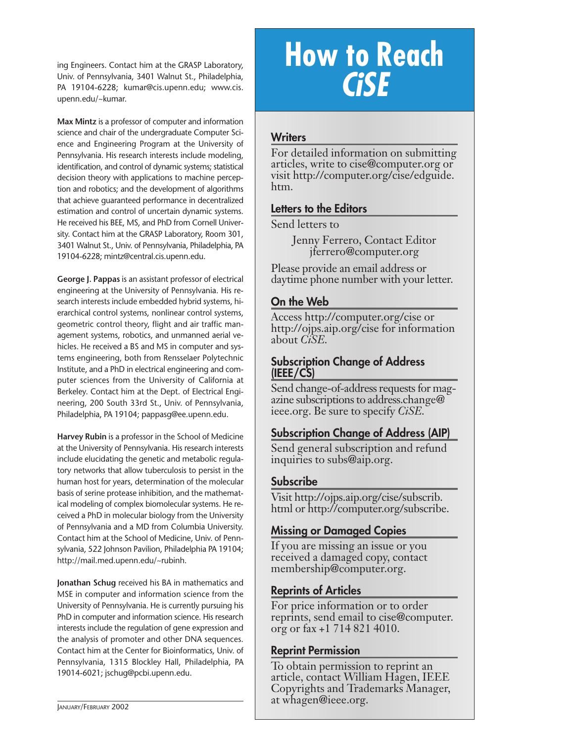ing Engineers. Contact him at the GRASP Laboratory, Univ. of Pennsylvania, 3401 Walnut St., Philadelphia, PA 19104-6228; kumar@cis.upenn.edu; www.cis.upenn.edu/~kumar.

**Max Mintz** is a professor of computer and information science and chair of the undergraduate Computer Science and Engineering Program at the University of Pennsylvania. His research interests include modeling, identification, and control of dynamic systems; statistical decision theory with applications to machine perception and robotics; and the development of algorithms that achieve guaranteed performance in decentralized estimation and control of uncertain dynamic systems. He received his BEE, MS, and PhD from Cornell University. Contact him at the GRASP Laboratory, Room 301, 3401 Walnut St., Univ. of Pennsylvania, Philadelphia, PA 19104-6228; mintz@central.cis.upenn.edu.

**George J. Pappas** is an assistant professor of electrical engineering at the University of Pennsylvania. His research interests include embedded hybrid systems, hierarchical control systems, nonlinear control systems, geometric control theory, flight and air traffic management systems, robotics, and unmanned aerial vehicles. He received a BS and MS in computer and systems engineering, both from Rensselaer Polytechnic Institute, and a PhD in electrical engineering and computer sciences from the University of California at Berkeley. Contact him at the Dept. of Electrical Engineering, 200 South 33rd St., Univ. of Pennsylvania, Philadelphia, PA 19104; pappasg@ee.upenn.edu.

**Harvey Rubin** is a professor in the School of Medicine at the University of Pennsylvania. His research interests include elucidating the genetic and metabolic regulatory networks that allow tuberculosis to persist in the human host for years, determination of the molecular basis of serine protease inhibition, and the mathematical modeling of complex biomolecular systems. He received a PhD in molecular biology from the University of Pennsylvania and a MD from Columbia University. Contact him at the School of Medicine, Univ. of Pennsylvania, 522 Johnson Pavilion, Philadelphia PA 19104; http://mail.med.upenn.edu/~rubinh.

**Jonathan Schug** received his BA in mathematics and MSE in computer and information science from the University of Pennsylvania. He is currently pursuing his PhD in computer and information science. His research interests include the regulation of gene expression and the analysis of promoter and other DNA sequences. Contact him at the Center for Bioinformatics, Univ. of Pennsylvania, 1315 Blockley Hall, Philadelphia, PA 19014-6021; jschug@pcbi.upenn.edu.

# How to Reach *CiSE*

## Writers

For detailed information on submitting articles, write to cise@computer.org or visit http://computer.org/cise/edguide.htm.

## Letters to the Editors

Send letters to

Jenny Ferrero, Contact Editor
jferrero@computer.org

Please provide an email address or daytime phone number with your letter.

## On the Web

Access http://computer.org/cise or http://ojps.aip.org/cise for information about *CiSE*.

## Subscription Change of Address (IEEE/CS)

Send change-of-address requests for magazine subscriptions to address.change@ieee.org. Be sure to specify *CiSE*.

## Subscription Change of Address (AIP)

Send general subscription and refund inquiries to subs@aip.org.

## Subscribe

Visit http://ojps.aip.org/cise/subscrib.html or http://computer.org/subscribe.

## Missing or Damaged Copies

If you are missing an issue or you received a damaged copy, contact membership@computer.org.

## Reprints of Articles

For price information or to order reprints, send email to cise@computer.org or fax +1 714 821 4010.

## Reprint Permission

To obtain permission to reprint an article, contact William Hagen, IEEE Copyrights and Trademarks Manager, at whagen@ieee.org.